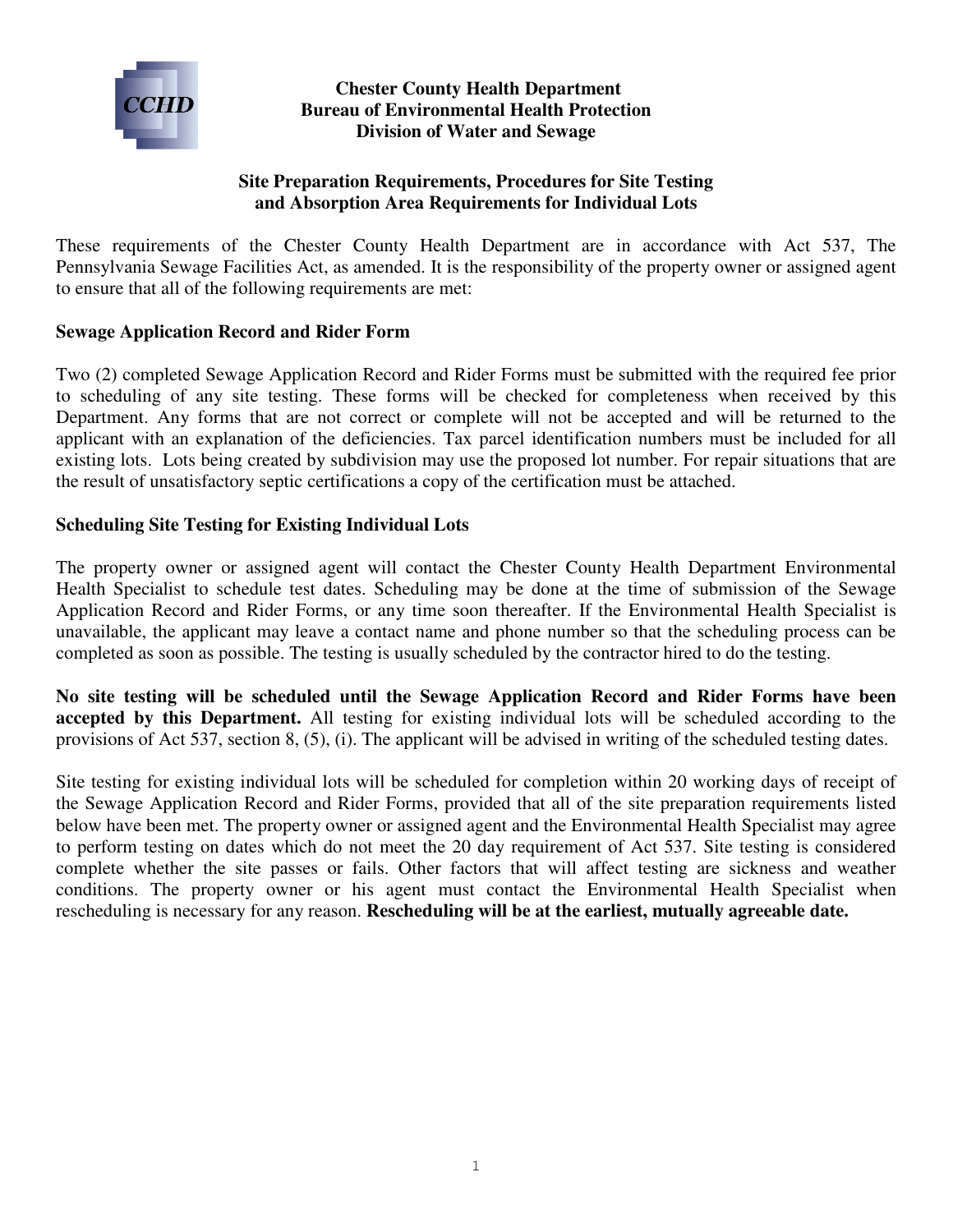**Chester County Health Department**
**Bureau of Environmental Health Protection**
**Division of Water and Sewage**

## Site Preparation Requirements, Procedures for Site Testing and Absorption Area Requirements for Individual Lots

These requirements of the Chester County Health Department are in accordance with Act 537, The Pennsylvania Sewage Facilities Act, as amended. It is the responsibility of the property owner or assigned agent to ensure that all of the following requirements are met:

### Sewage Application Record and Rider Form

Two (2) completed Sewage Application Record and Rider Forms must be submitted with the required fee prior to scheduling of any site testing. These forms will be checked for completeness when received by this Department. Any forms that are not correct or complete will not be accepted and will be returned to the applicant with an explanation of the deficiencies. Tax parcel identification numbers must be included for all existing lots. Lots being created by subdivision may use the proposed lot number. For repair situations that are the result of unsatisfactory septic certifications a copy of the certification must be attached.

### Scheduling Site Testing for Existing Individual Lots

The property owner or assigned agent will contact the Chester County Health Department Environmental Health Specialist to schedule test dates. Scheduling may be done at the time of submission of the Sewage Application Record and Rider Forms, or any time soon thereafter. If the Environmental Health Specialist is unavailable, the applicant may leave a contact name and phone number so that the scheduling process can be completed as soon as possible. The testing is usually scheduled by the contractor hired to do the testing.

**No site testing will be scheduled until the Sewage Application Record and Rider Forms have been accepted by this Department.** All testing for existing individual lots will be scheduled according to the provisions of Act 537, section 8, (5), (i). The applicant will be advised in writing of the scheduled testing dates.

Site testing for existing individual lots will be scheduled for completion within 20 working days of receipt of the Sewage Application Record and Rider Forms, provided that all of the site preparation requirements listed below have been met. The property owner or assigned agent and the Environmental Health Specialist may agree to perform testing on dates which do not meet the 20 day requirement of Act 537. Site testing is considered complete whether the site passes or fails. Other factors that will affect testing are sickness and weather conditions. The property owner or his agent must contact the Environmental Health Specialist when rescheduling is necessary for any reason. **Rescheduling will be at the earliest, mutually agreeable date.**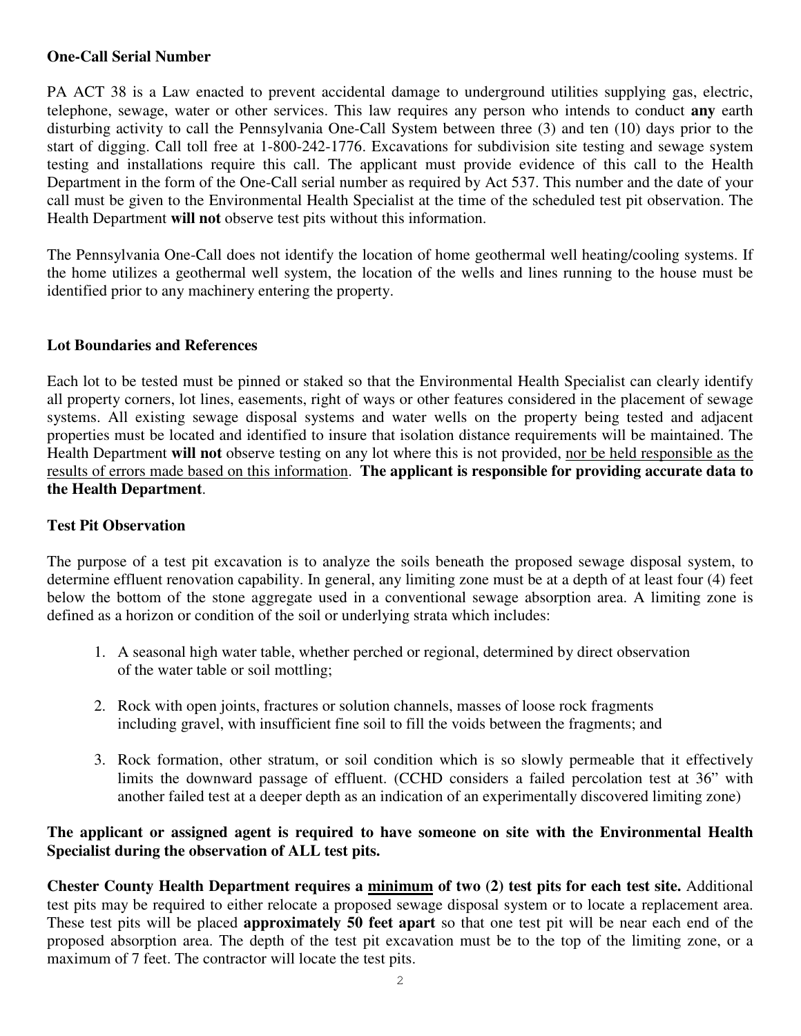**One-Call Serial Number**

PA ACT 38 is a Law enacted to prevent accidental damage to underground utilities supplying gas, electric, telephone, sewage, water or other services. This law requires any person who intends to conduct **any** earth disturbing activity to call the Pennsylvania One-Call System between three (3) and ten (10) days prior to the start of digging. Call toll free at 1-800-242-1776. Excavations for subdivision site testing and sewage system testing and installations require this call. The applicant must provide evidence of this call to the Health Department in the form of the One-Call serial number as required by Act 537. This number and the date of your call must be given to the Environmental Health Specialist at the time of the scheduled test pit observation. The Health Department **will not** observe test pits without this information.

The Pennsylvania One-Call does not identify the location of home geothermal well heating/cooling systems. If the home utilizes a geothermal well system, the location of the wells and lines running to the house must be identified prior to any machinery entering the property.

**Lot Boundaries and References**

Each lot to be tested must be pinned or staked so that the Environmental Health Specialist can clearly identify all property corners, lot lines, easements, right of ways or other features considered in the placement of sewage systems. All existing sewage disposal systems and water wells on the property being tested and adjacent properties must be located and identified to insure that isolation distance requirements will be maintained. The Health Department **will not** observe testing on any lot where this is not provided, <u>nor be held responsible as the results of errors made based on this information</u>. **The applicant is responsible for providing accurate data to the Health Department**.

**Test Pit Observation**

The purpose of a test pit excavation is to analyze the soils beneath the proposed sewage disposal system, to determine effluent renovation capability. In general, any limiting zone must be at a depth of at least four (4) feet below the bottom of the stone aggregate used in a conventional sewage absorption area. A limiting zone is defined as a horizon or condition of the soil or underlying strata which includes:

1. A seasonal high water table, whether perched or regional, determined by direct observation of the water table or soil mottling;

2. Rock with open joints, fractures or solution channels, masses of loose rock fragments including gravel, with insufficient fine soil to fill the voids between the fragments; and

3. Rock formation, other stratum, or soil condition which is so slowly permeable that it effectively limits the downward passage of effluent. (CCHD considers a failed percolation test at 36" with another failed test at a deeper depth as an indication of an experimentally discovered limiting zone)

**The applicant or assigned agent is required to have someone on site with the Environmental Health Specialist during the observation of ALL test pits.**

**Chester County Health Department requires a <u>minimum</u> of two (2) test pits for each test site.** Additional test pits may be required to either relocate a proposed sewage disposal system or to locate a replacement area. These test pits will be placed **approximately 50 feet apart** so that one test pit will be near each end of the proposed absorption area. The depth of the test pit excavation must be to the top of the limiting zone, or a maximum of 7 feet. The contractor will locate the test pits.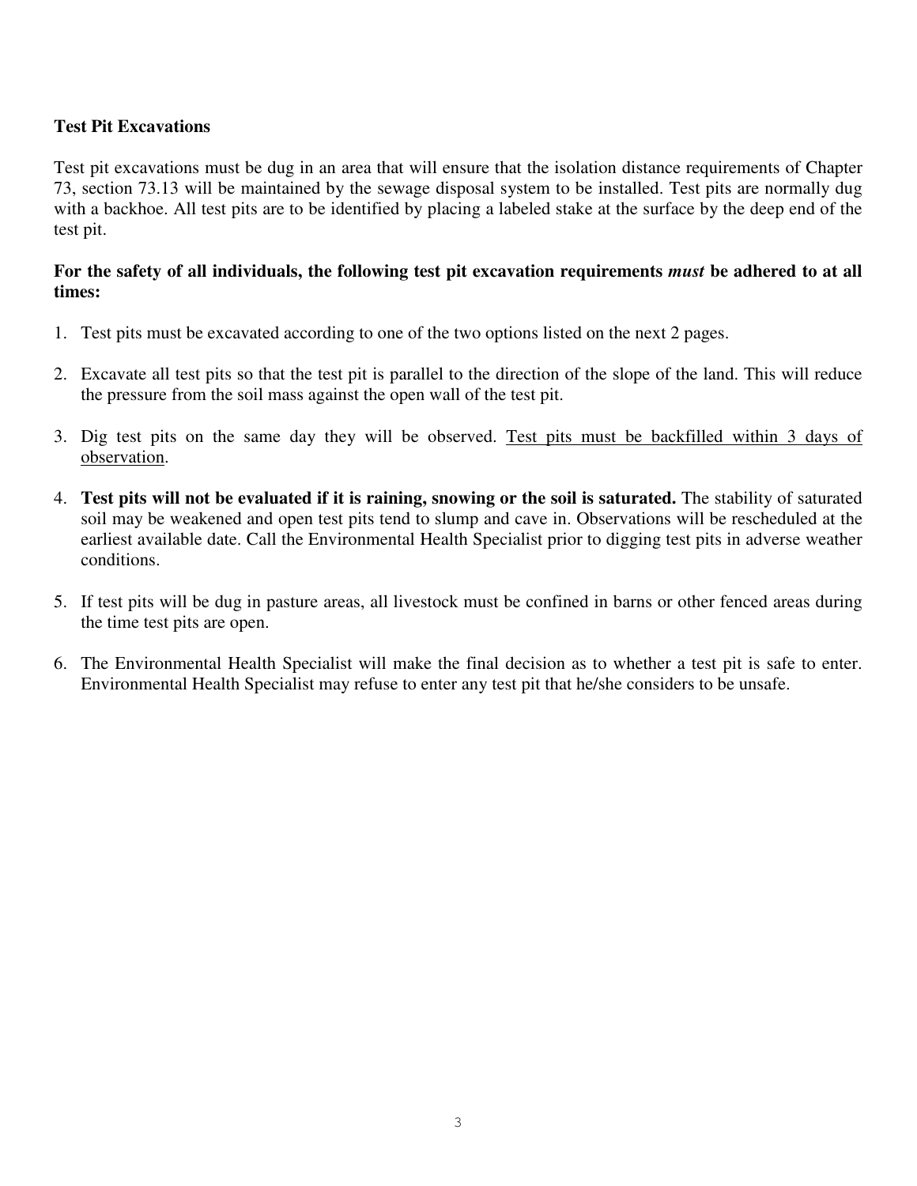**Test Pit Excavations**

Test pit excavations must be dug in an area that will ensure that the isolation distance requirements of Chapter 73, section 73.13 will be maintained by the sewage disposal system to be installed. Test pits are normally dug with a backhoe. All test pits are to be identified by placing a labeled stake at the surface by the deep end of the test pit.

**For the safety of all individuals, the following test pit excavation requirements *must* be adhered to at all times:**

1. Test pits must be excavated according to one of the two options listed on the next 2 pages.

2. Excavate all test pits so that the test pit is parallel to the direction of the slope of the land. This will reduce the pressure from the soil mass against the open wall of the test pit.

3. Dig test pits on the same day they will be observed. <u>Test pits must be backfilled within 3 days of observation</u>.

4. **Test pits will not be evaluated if it is raining, snowing or the soil is saturated.** The stability of saturated soil may be weakened and open test pits tend to slump and cave in. Observations will be rescheduled at the earliest available date. Call the Environmental Health Specialist prior to digging test pits in adverse weather conditions.

5. If test pits will be dug in pasture areas, all livestock must be confined in barns or other fenced areas during the time test pits are open.

6. The Environmental Health Specialist will make the final decision as to whether a test pit is safe to enter. Environmental Health Specialist may refuse to enter any test pit that he/she considers to be unsafe.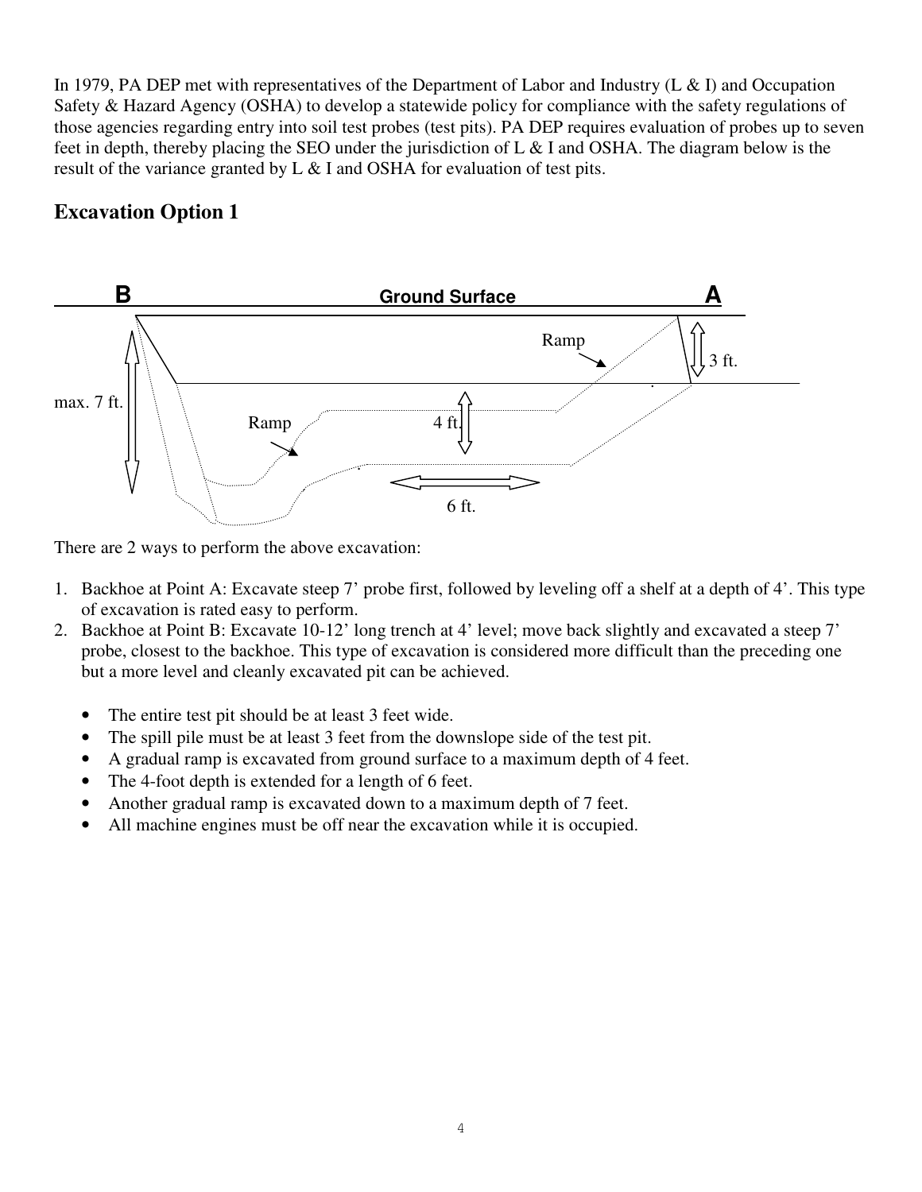In 1979, PA DEP met with representatives of the Department of Labor and Industry (L & I) and Occupation Safety & Hazard Agency (OSHA) to develop a statewide policy for compliance with the safety regulations of those agencies regarding entry into soil test probes (test pits). PA DEP requires evaluation of probes up to seven feet in depth, thereby placing the SEO under the jurisdiction of L & I and OSHA. The diagram below is the result of the variance granted by L & I and OSHA for evaluation of test pits.

## Excavation Option 1

B Ground Surface A

Ramp

3 ft.

max. 7 ft.

Ramp 4 ft.

6 ft.

There are 2 ways to perform the above excavation:

1. Backhoe at Point A: Excavate steep 7' probe first, followed by leveling off a shelf at a depth of 4'. This type of excavation is rated easy to perform.
2. Backhoe at Point B: Excavate 10-12' long trench at 4' level; move back slightly and excavated a steep 7' probe, closest to the backhoe. This type of excavation is considered more difficult than the preceding one but a more level and cleanly excavated pit can be achieved.

- The entire test pit should be at least 3 feet wide.
- The spill pile must be at least 3 feet from the downslope side of the test pit.
- A gradual ramp is excavated from ground surface to a maximum depth of 4 feet.
- The 4-foot depth is extended for a length of 6 feet.
- Another gradual ramp is excavated down to a maximum depth of 7 feet.
- All machine engines must be off near the excavation while it is occupied.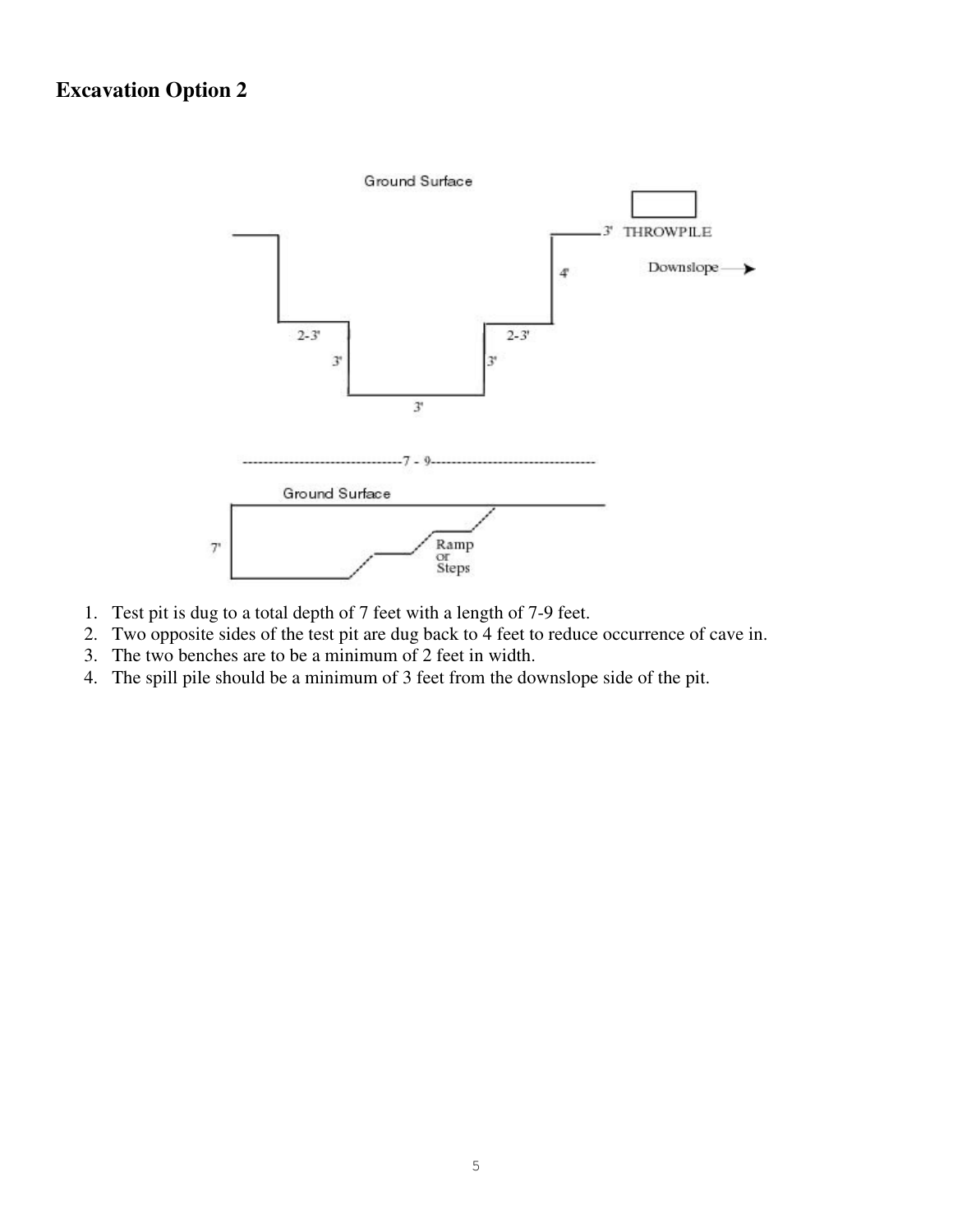# Excavation Option 2

1. Test pit is dug to a total depth of 7 feet with a length of 7-9 feet.
2. Two opposite sides of the test pit are dug back to 4 feet to reduce occurrence of cave in.
3. The two benches are to be a minimum of 2 feet in width.
4. The spill pile should be a minimum of 3 feet from the downslope side of the pit.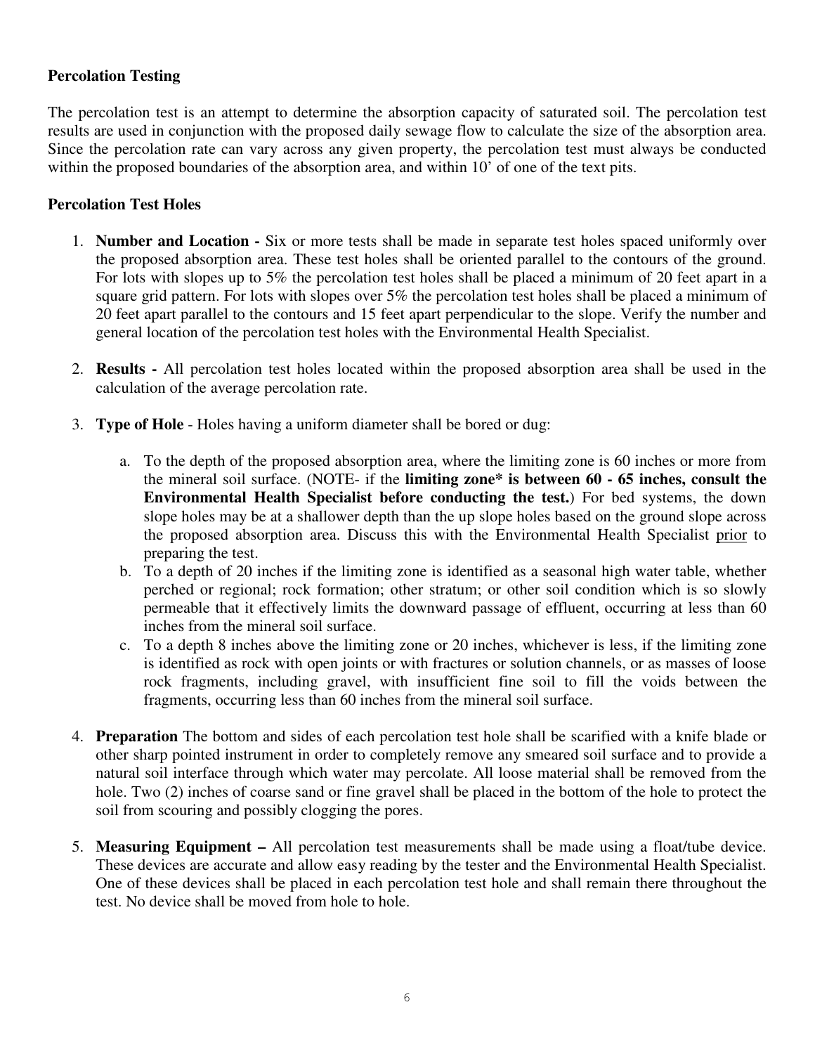**Percolation Testing**

The percolation test is an attempt to determine the absorption capacity of saturated soil. The percolation test results are used in conjunction with the proposed daily sewage flow to calculate the size of the absorption area. Since the percolation rate can vary across any given property, the percolation test must always be conducted within the proposed boundaries of the absorption area, and within 10' of one of the text pits.

**Percolation Test Holes**

1. **Number and Location -** Six or more tests shall be made in separate test holes spaced uniformly over the proposed absorption area. These test holes shall be oriented parallel to the contours of the ground. For lots with slopes up to 5% the percolation test holes shall be placed a minimum of 20 feet apart in a square grid pattern. For lots with slopes over 5% the percolation test holes shall be placed a minimum of 20 feet apart parallel to the contours and 15 feet apart perpendicular to the slope. Verify the number and general location of the percolation test holes with the Environmental Health Specialist.

2. **Results -** All percolation test holes located within the proposed absorption area shall be used in the calculation of the average percolation rate.

3. **Type of Hole** - Holes having a uniform diameter shall be bored or dug:

   a. To the depth of the proposed absorption area, where the limiting zone is 60 inches or more from the mineral soil surface. (NOTE- if the **limiting zone* is between 60 - 65 inches, consult the Environmental Health Specialist before conducting the test.**) For bed systems, the down slope holes may be at a shallower depth than the up slope holes based on the ground slope across the proposed absorption area. Discuss this with the Environmental Health Specialist <u>prior</u> to preparing the test.
   b. To a depth of 20 inches if the limiting zone is identified as a seasonal high water table, whether perched or regional; rock formation; other stratum; or other soil condition which is so slowly permeable that it effectively limits the downward passage of effluent, occurring at less than 60 inches from the mineral soil surface.
   c. To a depth 8 inches above the limiting zone or 20 inches, whichever is less, if the limiting zone is identified as rock with open joints or with fractures or solution channels, or as masses of loose rock fragments, including gravel, with insufficient fine soil to fill the voids between the fragments, occurring less than 60 inches from the mineral soil surface.

4. **Preparation** The bottom and sides of each percolation test hole shall be scarified with a knife blade or other sharp pointed instrument in order to completely remove any smeared soil surface and to provide a natural soil interface through which water may percolate. All loose material shall be removed from the hole. Two (2) inches of coarse sand or fine gravel shall be placed in the bottom of the hole to protect the soil from scouring and possibly clogging the pores.

5. **Measuring Equipment –** All percolation test measurements shall be made using a float/tube device. These devices are accurate and allow easy reading by the tester and the Environmental Health Specialist. One of these devices shall be placed in each percolation test hole and shall remain there throughout the test. No device shall be moved from hole to hole.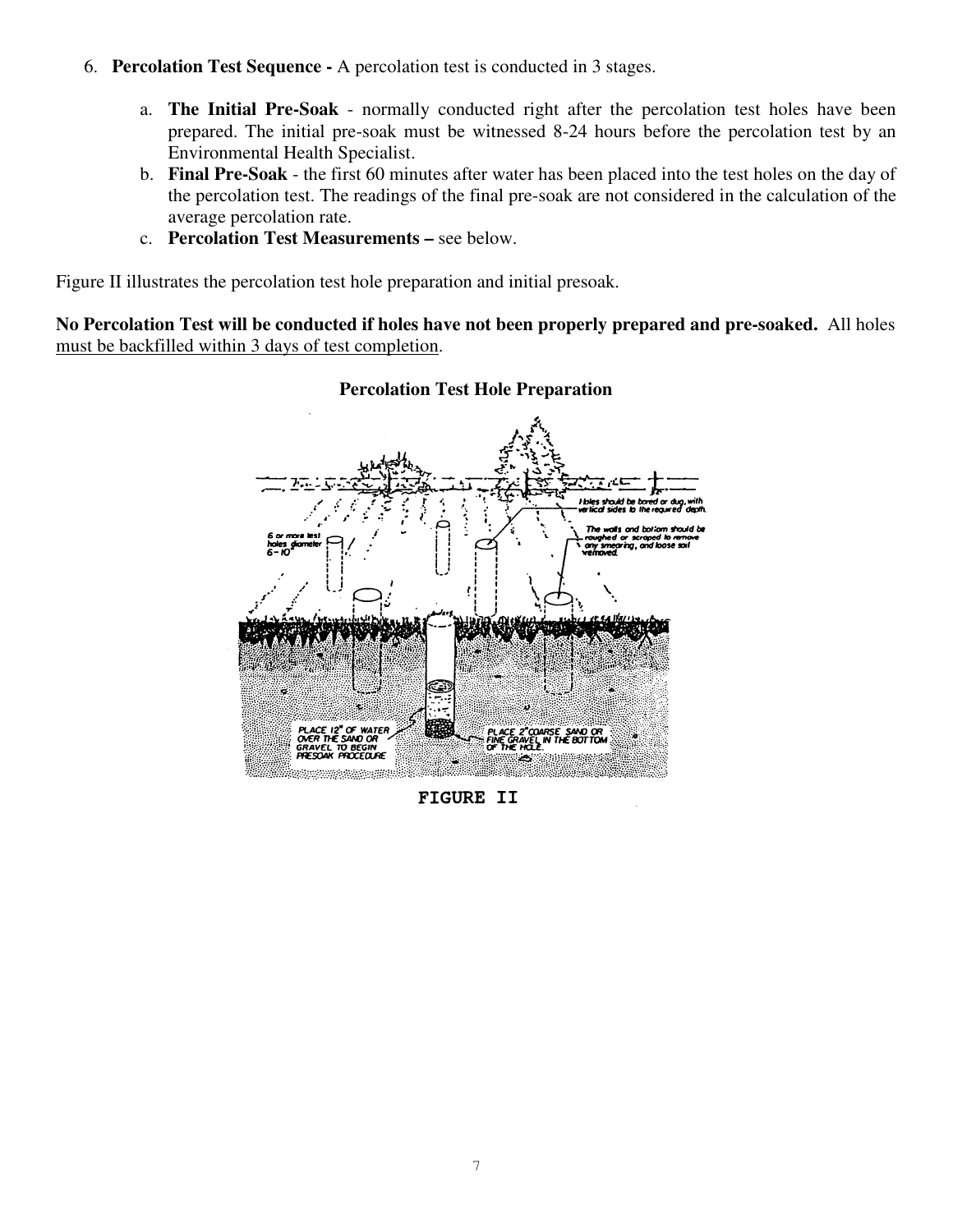6. **Percolation Test Sequence -** A percolation test is conducted in 3 stages.

   a. **The Initial Pre-Soak** - normally conducted right after the percolation test holes have been prepared. The initial pre-soak must be witnessed 8-24 hours before the percolation test by an Environmental Health Specialist.
   b. **Final Pre-Soak** - the first 60 minutes after water has been placed into the test holes on the day of the percolation test. The readings of the final pre-soak are not considered in the calculation of the average percolation rate.
   c. **Percolation Test Measurements –** see below.

Figure II illustrates the percolation test hole preparation and initial presoak.

**No Percolation Test will be conducted if holes have not been properly prepared and pre-soaked.** All holes must be backfilled within 3 days of test completion.

**Percolation Test Hole Preparation**

FIGURE II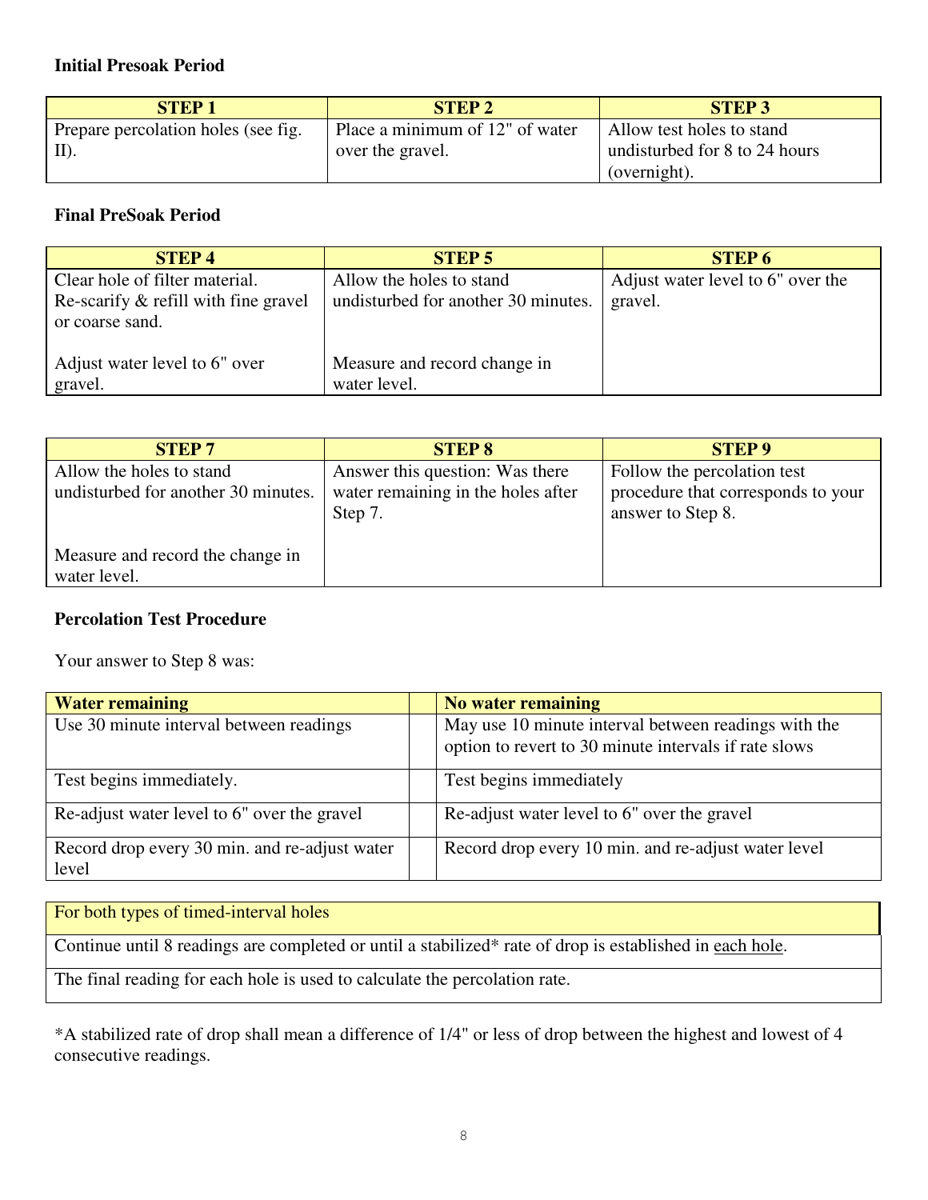**Initial Presoak Period**

| STEP 1 | STEP 2 | STEP 3 |
| --- | --- | --- |
| Prepare percolation holes (see fig. II). | Place a minimum of 12" of water over the gravel. | Allow test holes to stand undisturbed for 8 to 24 hours (overnight). |

**Final PreSoak Period**

| STEP 4 | STEP 5 | STEP 6 |
| --- | --- | --- |
| Clear hole of filter material. Re-scarify & refill with fine gravel or coarse sand.<br><br>Adjust water level to 6" over gravel. | Allow the holes to stand undisturbed for another 30 minutes.<br><br>Measure and record change in water level. | Adjust water level to 6" over the gravel. |

| STEP 7 | STEP 8 | STEP 9 |
| --- | --- | --- |
| Allow the holes to stand undisturbed for another 30 minutes.<br><br>Measure and record the change in water level. | Answer this question: Was there water remaining in the holes after Step 7. | Follow the percolation test procedure that corresponds to your answer to Step 8. |

**Percolation Test Procedure**

Your answer to Step 8 was:

| Water remaining | | No water remaining |
| --- | --- | --- |
| Use 30 minute interval between readings | | May use 10 minute interval between readings with the option to revert to 30 minute intervals if rate slows |
| Test begins immediately. | | Test begins immediately |
| Re-adjust water level to 6" over the gravel | | Re-adjust water level to 6" over the gravel |
| Record drop every 30 min. and re-adjust water level | | Record drop every 10 min. and re-adjust water level |

| For both types of timed-interval holes |
| --- |
| Continue until 8 readings are completed or until a stabilized* rate of drop is established in <u>each hole</u>. |
| The final reading for each hole is used to calculate the percolation rate. |

*A stabilized rate of drop shall mean a difference of 1/4" or less of drop between the highest and lowest of 4 consecutive readings.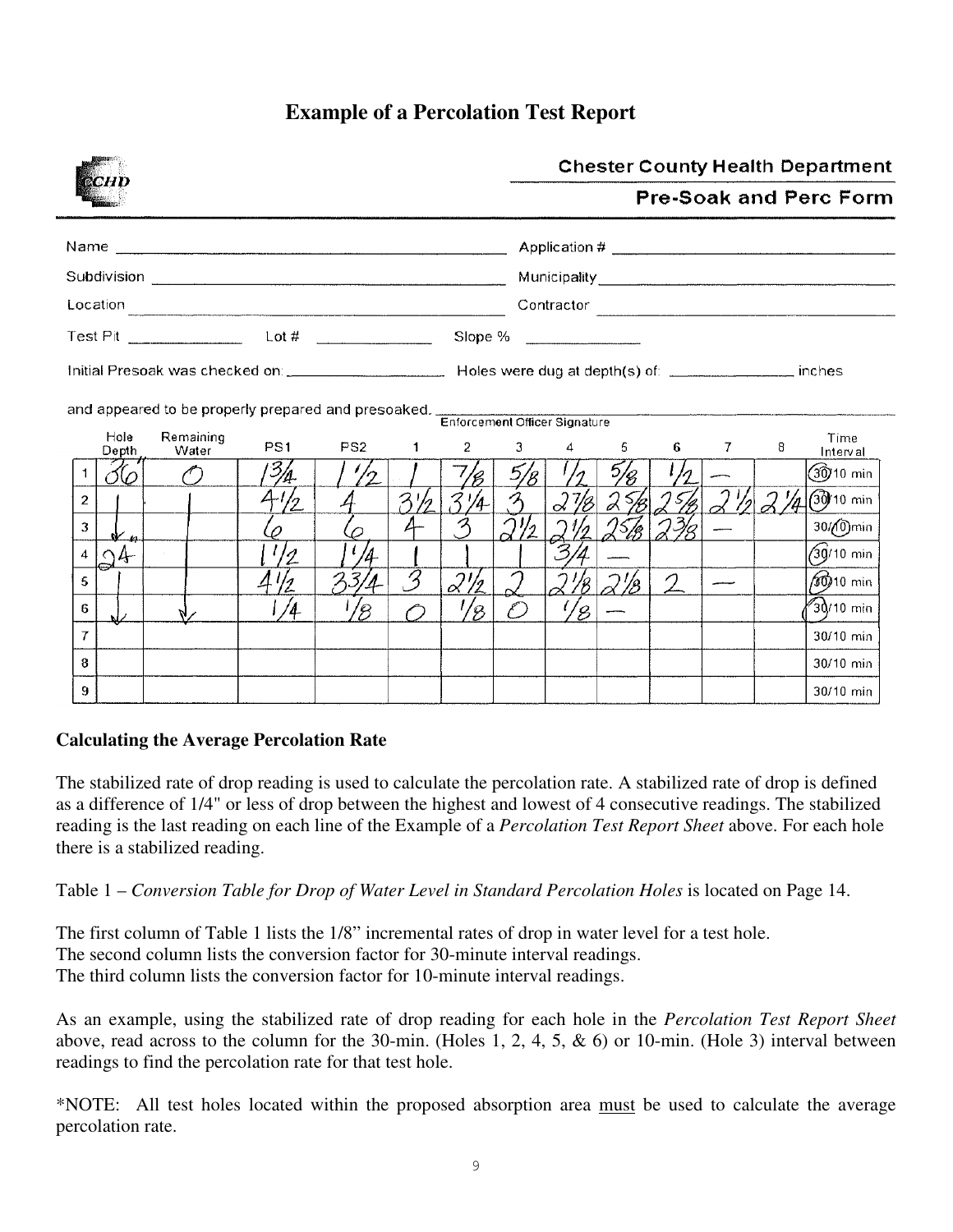# Example of a Percolation Test Report

**Chester County Health Department**

**Pre-Soak and Perc Form**

Name ______________________ Application # ______________________

Subdivision ______________________ Municipality ______________________

Location ______________________ Contractor ______________________

Test Pit __________ Lot # __________ Slope % __________

Initial Presoak was checked on: __________ Holes were dug at depth(s) of: __________ inches

and appeared to be properly prepared and presoaked. ______________________
Enforcement Officer Signature

| | Hole Depth | Remaining Water | PS1 | PS2 | 1 | 2 | 3 | 4 | 5 | 6 | 7 | 8 | Time Interval |
|---|---|---|---|---|---|---|---|---|---|---|---|---|---|
| 1 | 36" | 0 | 1 3/4 | 1 1/2 | 1 | 7/8 | 5/8 | 1/2 | 5/8 | 1/2 | — | | (30)/10 min |
| 2 | | | 4 1/2 | 4 | 3 1/2 | 3 1/4 | 3 | 2 7/8 | 2 5/8 | 2 5/8 | 2 1/2 | 2 1/4 | (30)/10 min |
| 3 | ↓" | | 6 | 6 | 4 | 3 | 2 1/2 | 2 1/2 | 2 5/8 | 2 3/8 | — | | 30/(10) min |
| 4 | 24" | | 1 1/2 | 1 1/4 | 1 | 1 | 1 | 3/4 | — | | | | (30)/10 min |
| 5 | | | 4 1/2 | 3 3/4 | 3 | 2 1/2 | 2 | 2 1/8 | 2 1/8 | 2 | — | | (30)/10 min |
| 6 | ↓ | ↓ | 1/4 | 1/8 | 0 | 1/8 | 0 | 1/8 | — | | | | (30)/10 min |
| 7 | | | | | | | | | | | | | 30/10 min |
| 8 | | | | | | | | | | | | | 30/10 min |
| 9 | | | | | | | | | | | | | 30/10 min |

## Calculating the Average Percolation Rate

The stabilized rate of drop reading is used to calculate the percolation rate. A stabilized rate of drop is defined as a difference of 1/4" or less of drop between the highest and lowest of 4 consecutive readings. The stabilized reading is the last reading on each line of the Example of a *Percolation Test Report Sheet* above. For each hole there is a stabilized reading.

Table 1 – *Conversion Table for Drop of Water Level in Standard Percolation Holes* is located on Page 14.

The first column of Table 1 lists the 1/8" incremental rates of drop in water level for a test hole.
The second column lists the conversion factor for 30-minute interval readings.
The third column lists the conversion factor for 10-minute interval readings.

As an example, using the stabilized rate of drop reading for each hole in the *Percolation Test Report Sheet* above, read across to the column for the 30-min. (Holes 1, 2, 4, 5, & 6) or 10-min. (Hole 3) interval between readings to find the percolation rate for that test hole.

*NOTE: All test holes located within the proposed absorption area must be used to calculate the average percolation rate.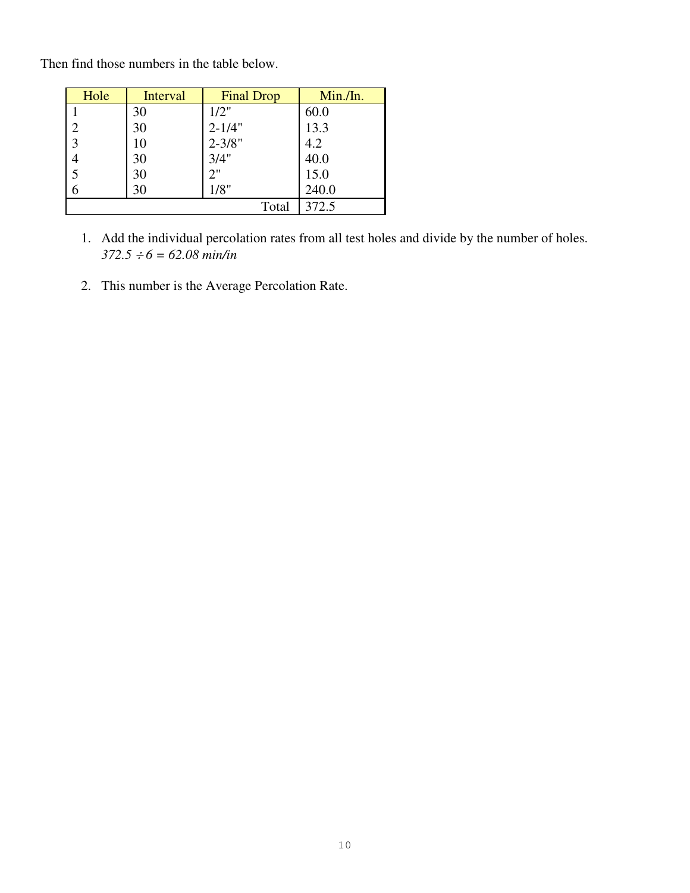Then find those numbers in the table below.

| Hole | Interval | Final Drop | Min./In. |
|---|---|---|---|
| 1 | 30 | 1/2" | 60.0 |
| 2 | 30 | 2-1/4" | 13.3 |
| 3 | 10 | 2-3/8" | 4.2 |
| 4 | 30 | 3/4" | 40.0 |
| 5 | 30 | 2" | 15.0 |
| 6 | 30 | 1/8" | 240.0 |
| | | Total | 372.5 |

1. Add the individual percolation rates from all test holes and divide by the number of holes.
   *372.5 ÷ 6 = 62.08 min/in*

2. This number is the Average Percolation Rate.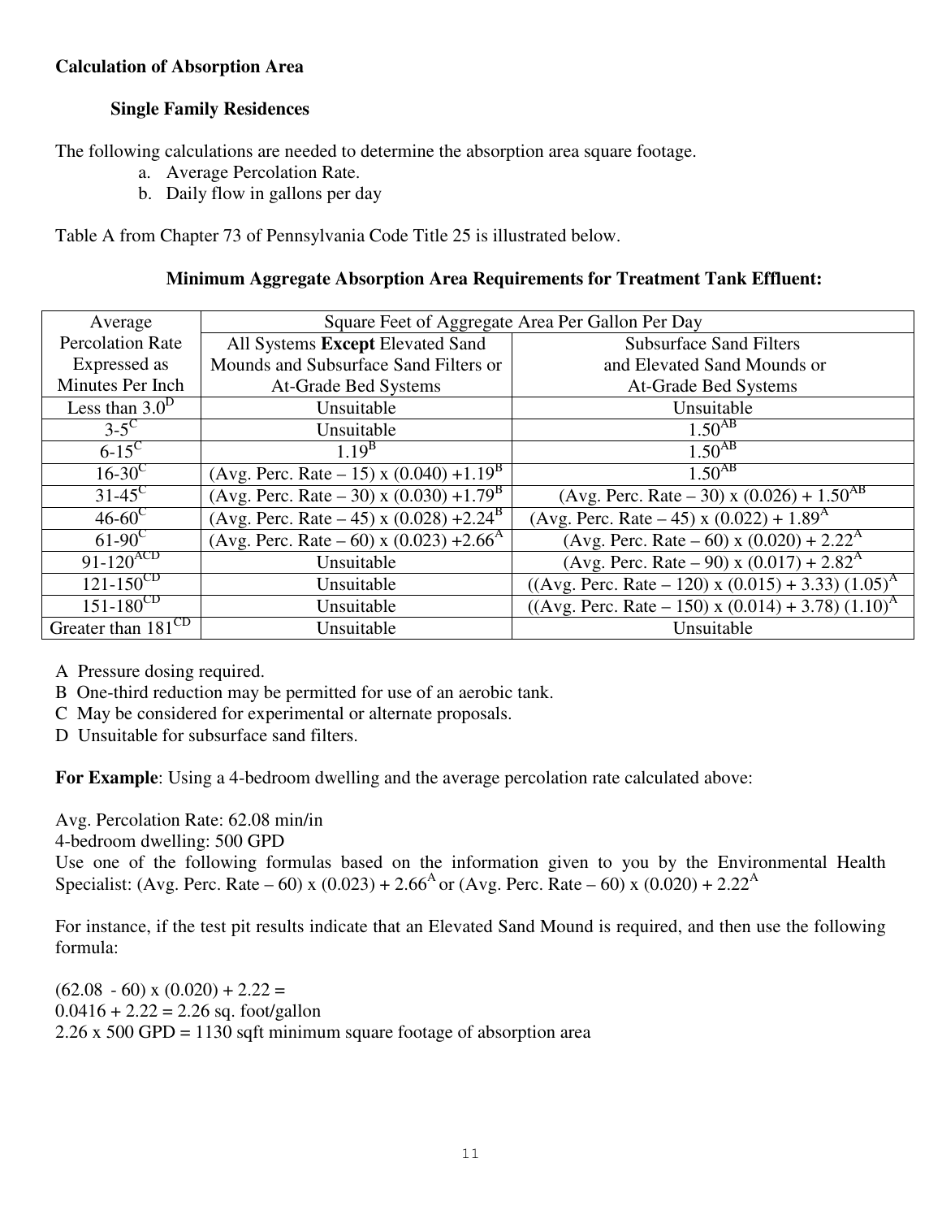**Calculation of Absorption Area**

**Single Family Residences**

The following calculations are needed to determine the absorption area square footage.

a. Average Percolation Rate.
b. Daily flow in gallons per day

Table A from Chapter 73 of Pennsylvania Code Title 25 is illustrated below.

**Minimum Aggregate Absorption Area Requirements for Treatment Tank Effluent:**

| Average Percolation Rate Expressed as Minutes Per Inch | Square Feet of Aggregate Area Per Gallon Per Day | |
|---|---|---|
| | All Systems **Except** Elevated Sand Mounds and Subsurface Sand Filters or At-Grade Bed Systems | Subsurface Sand Filters and Elevated Sand Mounds or At-Grade Bed Systems |
| Less than 3.0[D] | Unsuitable | Unsuitable |
| 3-5[C] | Unsuitable | 1.50[AB] |
| 6-15[C] | 1.19[B] | 1.50[AB] |
| 16-30[C] | (Avg. Perc. Rate – 15) x (0.040) +1.19[B] | 1.50[AB] |
| 31-45[C] | (Avg. Perc. Rate – 30) x (0.030) +1.79[B] | (Avg. Perc. Rate – 30) x (0.026) + 1.50[AB] |
| 46-60[C] | (Avg. Perc. Rate – 45) x (0.028) +2.24[B] | (Avg. Perc. Rate – 45) x (0.022) + 1.89[A] |
| 61-90[C] | (Avg. Perc. Rate – 60) x (0.023) +2.66[A] | (Avg. Perc. Rate – 60) x (0.020) + 2.22[A] |
| 91-120[ACD] | Unsuitable | (Avg. Perc. Rate – 90) x (0.017) + 2.82[A] |
| 121-150[CD] | Unsuitable | ((Avg. Perc. Rate – 120) x (0.015) + 3.33) (1.05)[A] |
| 151-180[CD] | Unsuitable | ((Avg. Perc. Rate – 150) x (0.014) + 3.78) (1.10)[A] |
| Greater than 181[CD] | Unsuitable | Unsuitable |

A Pressure dosing required.
B One-third reduction may be permitted for use of an aerobic tank.
C May be considered for experimental or alternate proposals.
D Unsuitable for subsurface sand filters.

**For Example**: Using a 4-bedroom dwelling and the average percolation rate calculated above:

Avg. Percolation Rate: 62.08 min/in
4-bedroom dwelling: 500 GPD
Use one of the following formulas based on the information given to you by the Environmental Health Specialist: (Avg. Perc. Rate – 60) x (0.023) + 2.66[A] or (Avg. Perc. Rate – 60) x (0.020) + 2.22[A]

For instance, if the test pit results indicate that an Elevated Sand Mound is required, and then use the following formula:

(62.08 - 60) x (0.020) + 2.22 =
0.0416 + 2.22 = 2.26 sq. foot/gallon
2.26 x 500 GPD = 1130 sqft minimum square footage of absorption area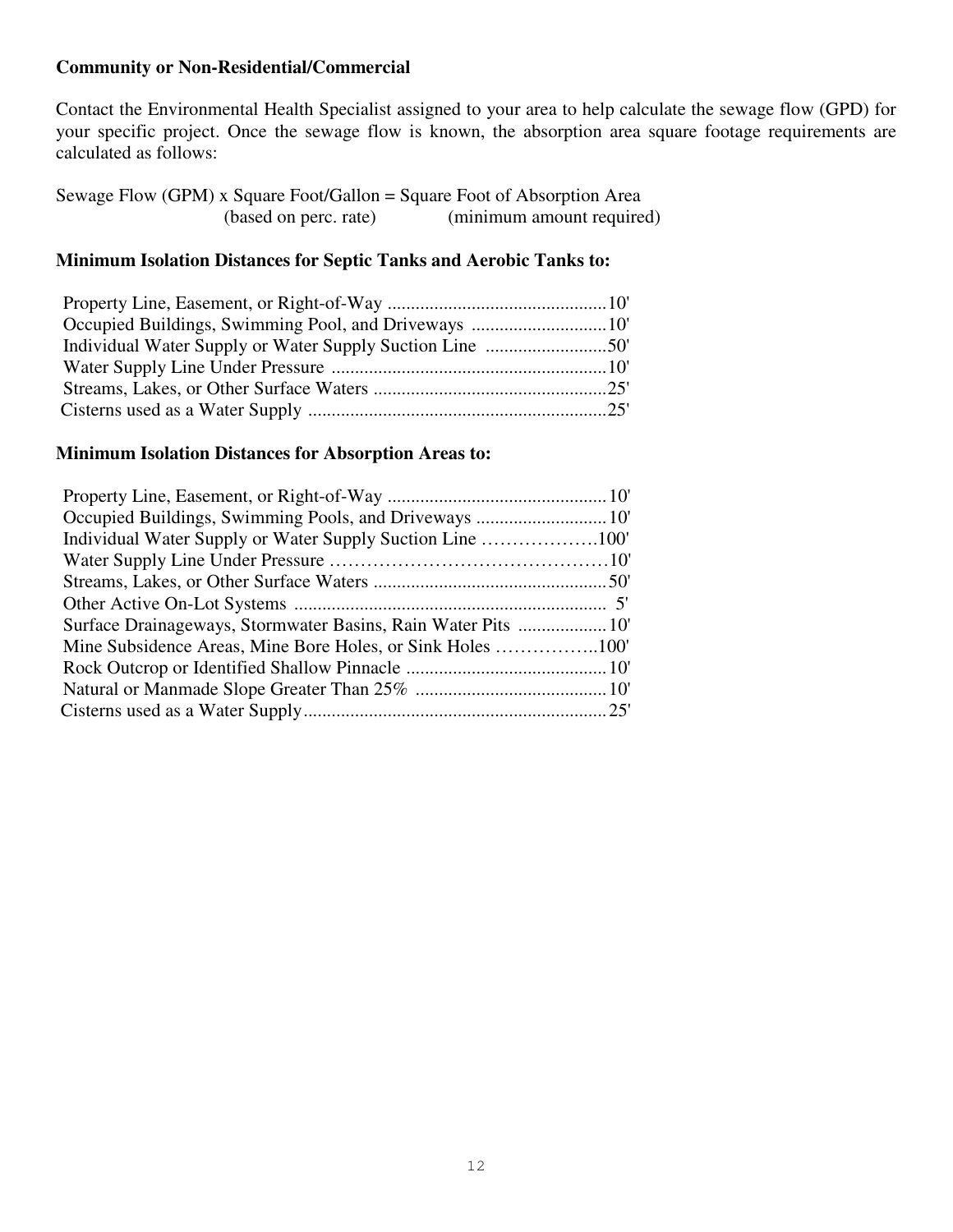**Community or Non-Residential/Commercial**

Contact the Environmental Health Specialist assigned to your area to help calculate the sewage flow (GPD) for your specific project. Once the sewage flow is known, the absorption area square footage requirements are calculated as follows:

Sewage Flow (GPM) x Square Foot/Gallon = Square Foot of Absorption Area
(based on perc. rate) (minimum amount required)

**Minimum Isolation Distances for Septic Tanks and Aerobic Tanks to:**

- Property Line, Easement, or Right-of-Way ............................................... 10'
- Occupied Buildings, Swimming Pool, and Driveways ............................. 10'
- Individual Water Supply or Water Supply Suction Line .......................... 50'
- Water Supply Line Under Pressure ........................................................... 10'
- Streams, Lakes, or Other Surface Waters .................................................. 25'
- Cisterns used as a Water Supply ................................................................ 25'

**Minimum Isolation Distances for Absorption Areas to:**

- Property Line, Easement, or Right-of-Way ............................................... 10'
- Occupied Buildings, Swimming Pools, and Driveways ............................ 10'
- Individual Water Supply or Water Supply Suction Line ………………100'
- Water Supply Line Under Pressure ……………………………………… 10'
- Streams, Lakes, or Other Surface Waters .................................................. 50'
- Other Active On-Lot Systems ................................................................... 5'
- Surface Drainageways, Stormwater Basins, Rain Water Pits ................... 10'
- Mine Subsidence Areas, Mine Bore Holes, or Sink Holes ……………..100'
- Rock Outcrop or Identified Shallow Pinnacle ........................................... 10'
- Natural or Manmade Slope Greater Than 25% ......................................... 10'
- Cisterns used as a Water Supply ................................................................ 25'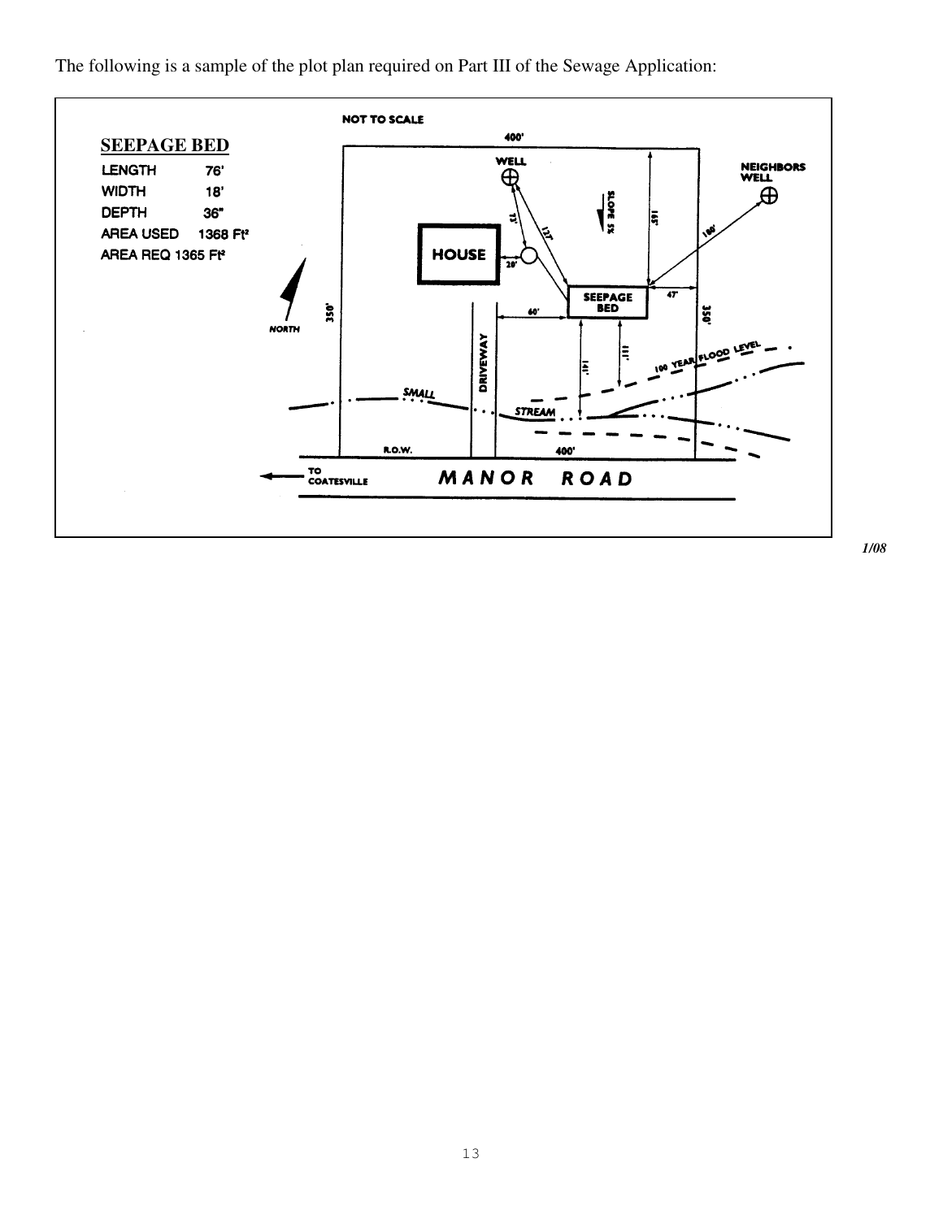The following is a sample of the plot plan required on Part III of the Sewage Application:

NOT TO SCALE

**SEEPAGE BED**

| | |
|---|---|
| LENGTH | 76' |
| WIDTH | 18' |
| DEPTH | 36" |
| AREA USED | 1368 Ft² |
| AREA REQ | 1365 Ft² |

400'

WELL

NEIGHBORS WELL

SLOPE 5%

HOUSE

SEEPAGE BED

NORTH

DRIVEWAY

SMALL STREAM

100 YEAR FLOOD LEVEL

R.O.W.

TO COATESVILLE

MANOR ROAD

*1/08*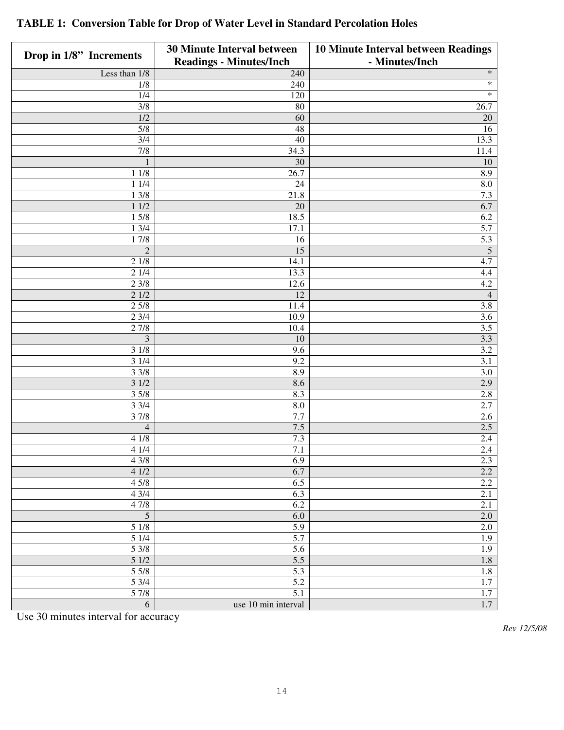**TABLE 1: Conversion Table for Drop of Water Level in Standard Percolation Holes**

| Drop in 1/8" Increments | 30 Minute Interval between Readings - Minutes/Inch | 10 Minute Interval between Readings - Minutes/Inch |
|---|---|---|
| Less than 1/8 | 240 | * |
| 1/8 | 240 | * |
| 1/4 | 120 | * |
| 3/8 | 80 | 26.7 |
| 1/2 | 60 | 20 |
| 5/8 | 48 | 16 |
| 3/4 | 40 | 13.3 |
| 7/8 | 34.3 | 11.4 |
| 1 | 30 | 10 |
| 1 1/8 | 26.7 | 8.9 |
| 1 1/4 | 24 | 8.0 |
| 1 3/8 | 21.8 | 7.3 |
| 1 1/2 | 20 | 6.7 |
| 1 5/8 | 18.5 | 6.2 |
| 1 3/4 | 17.1 | 5.7 |
| 1 7/8 | 16 | 5.3 |
| 2 | 15 | 5 |
| 2 1/8 | 14.1 | 4.7 |
| 2 1/4 | 13.3 | 4.4 |
| 2 3/8 | 12.6 | 4.2 |
| 2 1/2 | 12 | 4 |
| 2 5/8 | 11.4 | 3.8 |
| 2 3/4 | 10.9 | 3.6 |
| 2 7/8 | 10.4 | 3.5 |
| 3 | 10 | 3.3 |
| 3 1/8 | 9.6 | 3.2 |
| 3 1/4 | 9.2 | 3.1 |
| 3 3/8 | 8.9 | 3.0 |
| 3 1/2 | 8.6 | 2.9 |
| 3 5/8 | 8.3 | 2.8 |
| 3 3/4 | 8.0 | 2.7 |
| 3 7/8 | 7.7 | 2.6 |
| 4 | 7.5 | 2.5 |
| 4 1/8 | 7.3 | 2.4 |
| 4 1/4 | 7.1 | 2.4 |
| 4 3/8 | 6.9 | 2.3 |
| 4 1/2 | 6.7 | 2.2 |
| 4 5/8 | 6.5 | 2.2 |
| 4 3/4 | 6.3 | 2.1 |
| 4 7/8 | 6.2 | 2.1 |
| 5 | 6.0 | 2.0 |
| 5 1/8 | 5.9 | 2.0 |
| 5 1/4 | 5.7 | 1.9 |
| 5 3/8 | 5.6 | 1.9 |
| 5 1/2 | 5.5 | 1.8 |
| 5 5/8 | 5.3 | 1.8 |
| 5 3/4 | 5.2 | 1.7 |
| 5 7/8 | 5.1 | 1.7 |
| 6 | use 10 min interval | 1.7 |

Use 30 minutes interval for accuracy

*Rev 12/5/08*